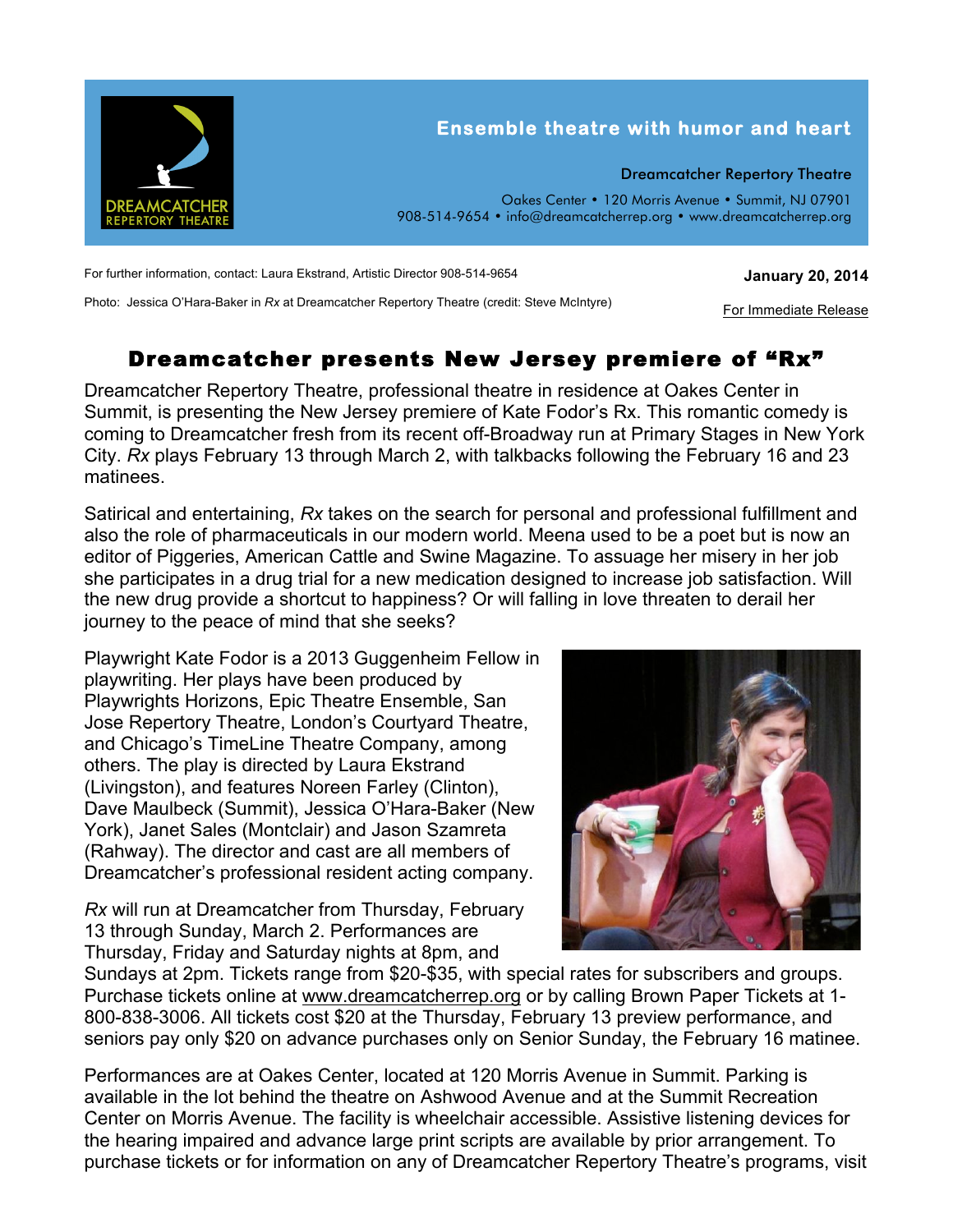Ensemble theatre with humor and heart

Dreamcatcher Repertory Theatre

Oakes Center • 120 Morris Avenue • Summit, NJ 07901
908-514-9654 • info@dreamcatcherrep.org • www.dreamcatcherrep.org

For further information, contact: Laura Ekstrand, Artistic Director 908-514-9654

**January 20, 2014**

Photo: Jessica O'Hara-Baker in *Rx* at Dreamcatcher Repertory Theatre (credit: Steve McIntyre)

For Immediate Release

# Dreamcatcher presents New Jersey premiere of "Rx"

Dreamcatcher Repertory Theatre, professional theatre in residence at Oakes Center in Summit, is presenting the New Jersey premiere of Kate Fodor's Rx. This romantic comedy is coming to Dreamcatcher fresh from its recent off-Broadway run at Primary Stages in New York City. *Rx* plays February 13 through March 2, with talkbacks following the February 16 and 23 matinees.

Satirical and entertaining, *Rx* takes on the search for personal and professional fulfillment and also the role of pharmaceuticals in our modern world. Meena used to be a poet but is now an editor of Piggeries, American Cattle and Swine Magazine. To assuage her misery in her job she participates in a drug trial for a new medication designed to increase job satisfaction. Will the new drug provide a shortcut to happiness? Or will falling in love threaten to derail her journey to the peace of mind that she seeks?

Playwright Kate Fodor is a 2013 Guggenheim Fellow in playwriting. Her plays have been produced by Playwrights Horizons, Epic Theatre Ensemble, San Jose Repertory Theatre, London's Courtyard Theatre, and Chicago's TimeLine Theatre Company, among others. The play is directed by Laura Ekstrand (Livingston), and features Noreen Farley (Clinton), Dave Maulbeck (Summit), Jessica O'Hara-Baker (New York), Janet Sales (Montclair) and Jason Szamreta (Rahway). The director and cast are all members of Dreamcatcher's professional resident acting company.

*Rx* will run at Dreamcatcher from Thursday, February 13 through Sunday, March 2. Performances are Thursday, Friday and Saturday nights at 8pm, and Sundays at 2pm. Tickets range from $20-$35, with special rates for subscribers and groups. Purchase tickets online at www.dreamcatcherrep.org or by calling Brown Paper Tickets at 1-800-838-3006. All tickets cost $20 at the Thursday, February 13 preview performance, and seniors pay only $20 on advance purchases only on Senior Sunday, the February 16 matinee.

Performances are at Oakes Center, located at 120 Morris Avenue in Summit. Parking is available in the lot behind the theatre on Ashwood Avenue and at the Summit Recreation Center on Morris Avenue. The facility is wheelchair accessible. Assistive listening devices for the hearing impaired and advance large print scripts are available by prior arrangement. To purchase tickets or for information on any of Dreamcatcher Repertory Theatre's programs, visit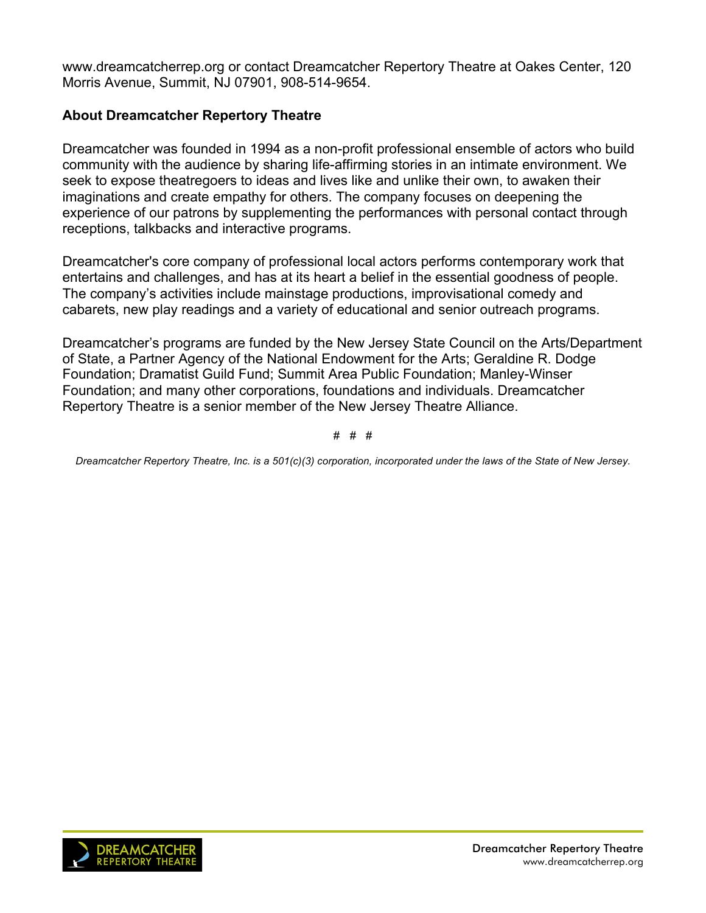www.dreamcatcherrep.org or contact Dreamcatcher Repertory Theatre at Oakes Center, 120 Morris Avenue, Summit, NJ 07901, 908-514-9654.

**About Dreamcatcher Repertory Theatre**

Dreamcatcher was founded in 1994 as a non-profit professional ensemble of actors who build community with the audience by sharing life-affirming stories in an intimate environment. We seek to expose theatregoers to ideas and lives like and unlike their own, to awaken their imaginations and create empathy for others. The company focuses on deepening the experience of our patrons by supplementing the performances with personal contact through receptions, talkbacks and interactive programs.

Dreamcatcher's core company of professional local actors performs contemporary work that entertains and challenges, and has at its heart a belief in the essential goodness of people. The company's activities include mainstage productions, improvisational comedy and cabarets, new play readings and a variety of educational and senior outreach programs.

Dreamcatcher's programs are funded by the New Jersey State Council on the Arts/Department of State, a Partner Agency of the National Endowment for the Arts; Geraldine R. Dodge Foundation; Dramatist Guild Fund; Summit Area Public Foundation; Manley-Winser Foundation; and many other corporations, foundations and individuals. Dreamcatcher Repertory Theatre is a senior member of the New Jersey Theatre Alliance.

# # #

*Dreamcatcher Repertory Theatre, Inc. is a 501(c)(3) corporation, incorporated under the laws of the State of New Jersey.*